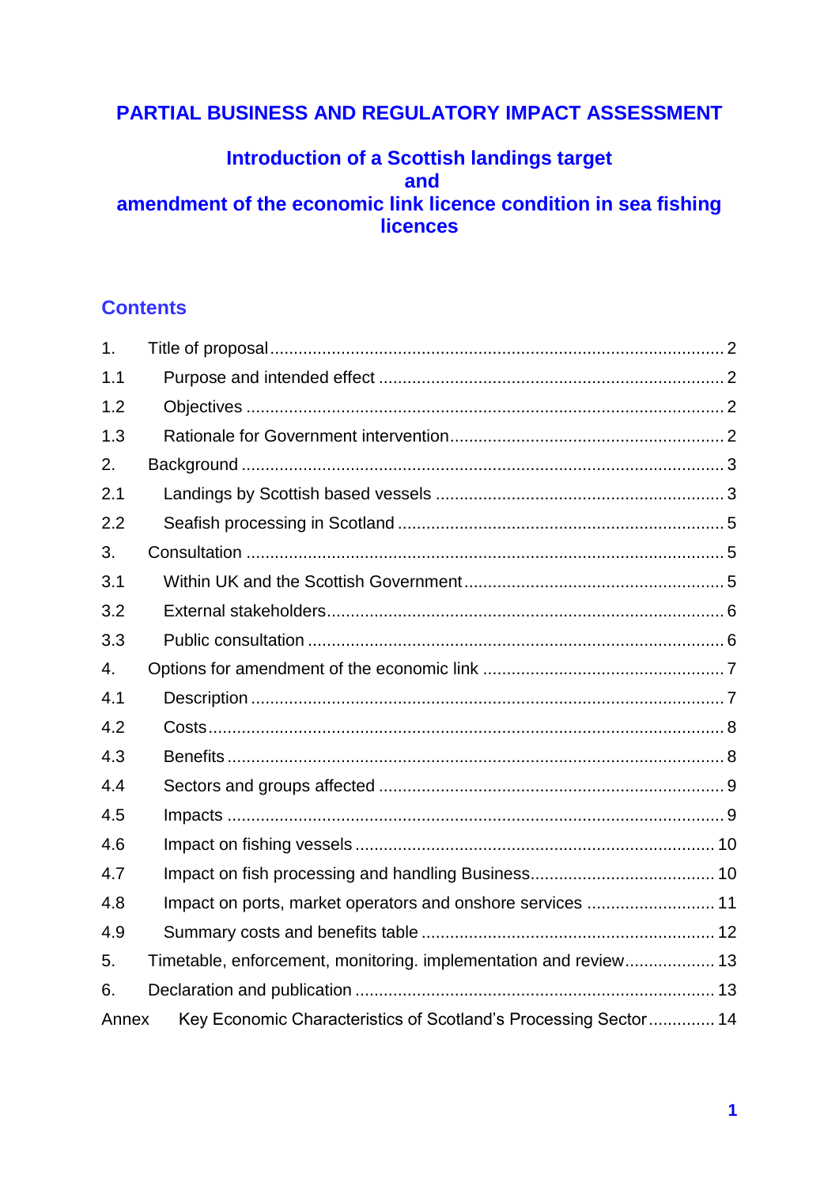# PARTIAL BUSINESS AND REGULATORY IMPACT ASSESSMENT

## Introduction of a Scottish landings target and amendment of the economic link licence condition in sea fishing licences

## Contents

| | | |
|---|---|---|
| 1. | Title of proposal | 2 |
| 1.1 | Purpose and intended effect | 2 |
| 1.2 | Objectives | 2 |
| 1.3 | Rationale for Government intervention | 2 |
| 2. | Background | 3 |
| 2.1 | Landings by Scottish based vessels | 3 |
| 2.2 | Seafish processing in Scotland | 5 |
| 3. | Consultation | 5 |
| 3.1 | Within UK and the Scottish Government | 5 |
| 3.2 | External stakeholders | 6 |
| 3.3 | Public consultation | 6 |
| 4. | Options for amendment of the economic link | 7 |
| 4.1 | Description | 7 |
| 4.2 | Costs | 8 |
| 4.3 | Benefits | 8 |
| 4.4 | Sectors and groups affected | 9 |
| 4.5 | Impacts | 9 |
| 4.6 | Impact on fishing vessels | 10 |
| 4.7 | Impact on fish processing and handling Business | 10 |
| 4.8 | Impact on ports, market operators and onshore services | 11 |
| 4.9 | Summary costs and benefits table | 12 |
| 5. | Timetable, enforcement, monitoring. implementation and review | 13 |
| 6. | Declaration and publication | 13 |
| Annex | Key Economic Characteristics of Scotland's Processing Sector | 14 |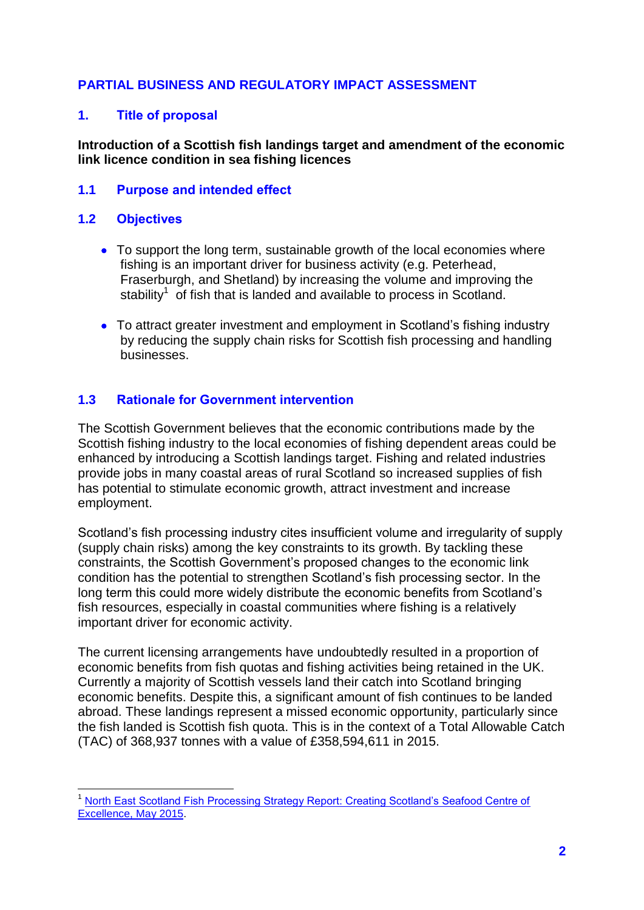## PARTIAL BUSINESS AND REGULATORY IMPACT ASSESSMENT

### 1. Title of proposal

**Introduction of a Scottish fish landings target and amendment of the economic link licence condition in sea fishing licences**

### 1.1 Purpose and intended effect

### 1.2 Objectives

- To support the long term, sustainable growth of the local economies where fishing is an important driver for business activity (e.g. Peterhead, Fraserburgh, and Shetland) by increasing the volume and improving the stability[1] of fish that is landed and available to process in Scotland.
- To attract greater investment and employment in Scotland's fishing industry by reducing the supply chain risks for Scottish fish processing and handling businesses.

### 1.3 Rationale for Government intervention

The Scottish Government believes that the economic contributions made by the Scottish fishing industry to the local economies of fishing dependent areas could be enhanced by introducing a Scottish landings target. Fishing and related industries provide jobs in many coastal areas of rural Scotland so increased supplies of fish has potential to stimulate economic growth, attract investment and increase employment.

Scotland's fish processing industry cites insufficient volume and irregularity of supply (supply chain risks) among the key constraints to its growth. By tackling these constraints, the Scottish Government's proposed changes to the economic link condition has the potential to strengthen Scotland's fish processing sector. In the long term this could more widely distribute the economic benefits from Scotland's fish resources, especially in coastal communities where fishing is a relatively important driver for economic activity.

The current licensing arrangements have undoubtedly resulted in a proportion of economic benefits from fish quotas and fishing activities being retained in the UK. Currently a majority of Scottish vessels land their catch into Scotland bringing economic benefits. Despite this, a significant amount of fish continues to be landed abroad. These landings represent a missed economic opportunity, particularly since the fish landed is Scottish fish quota. This is in the context of a Total Allowable Catch (TAC) of 368,937 tonnes with a value of £358,594,611 in 2015.

---

[1] North East Scotland Fish Processing Strategy Report: Creating Scotland's Seafood Centre of Excellence, May 2015.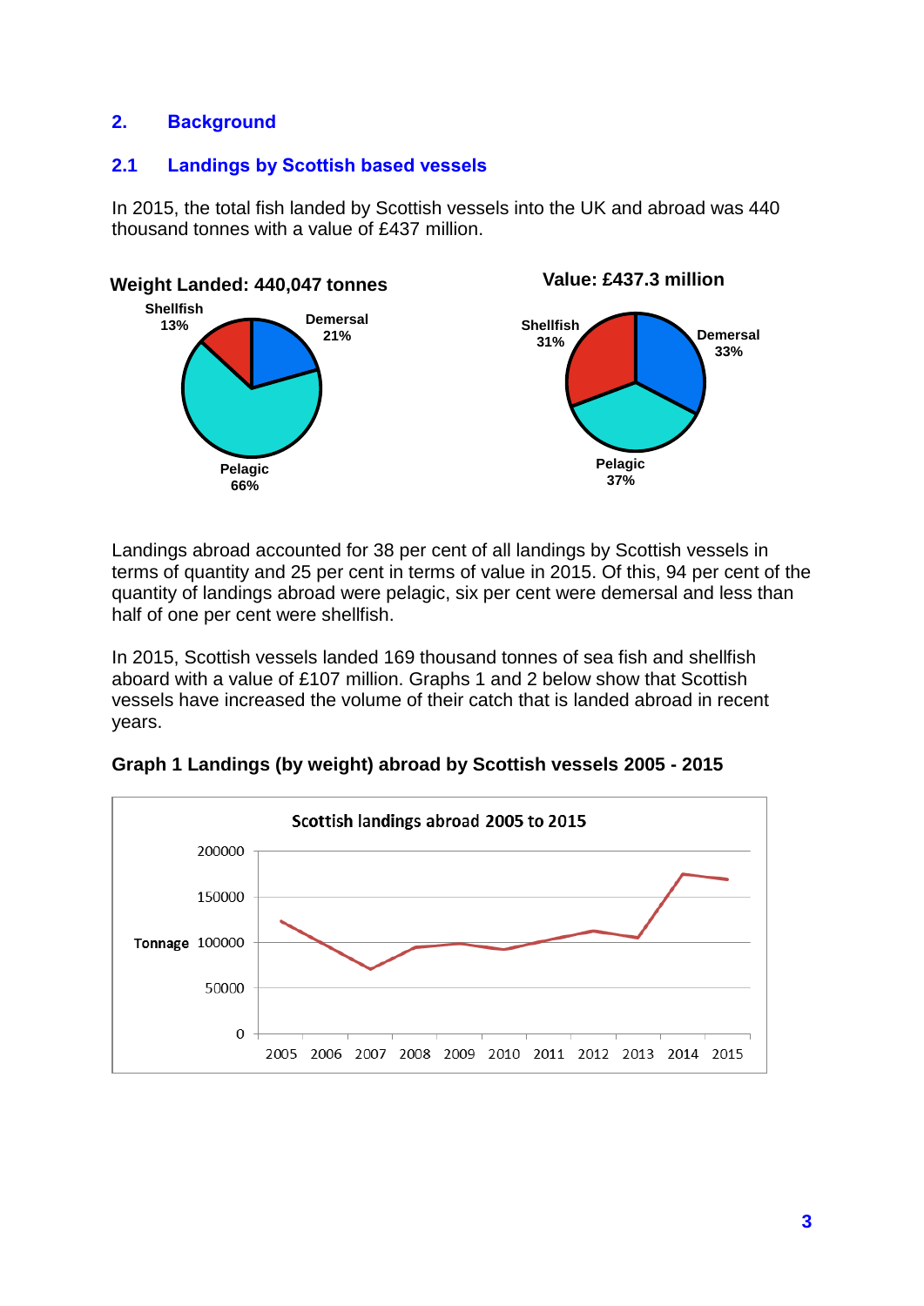## 2. Background

### 2.1 Landings by Scottish based vessels

In 2015, the total fish landed by Scottish vessels into the UK and abroad was 440 thousand tonnes with a value of £437 million.

**Weight Landed: 440,047 tonnes**

Shellfish 13%, Demersal 21%, Pelagic 66%

**Value: £437.3 million**

Shellfish 31%, Demersal 33%, Pelagic 37%

Landings abroad accounted for 38 per cent of all landings by Scottish vessels in terms of quantity and 25 per cent in terms of value in 2015. Of this, 94 per cent of the quantity of landings abroad were pelagic, six per cent were demersal and less than half of one per cent were shellfish.

In 2015, Scottish vessels landed 169 thousand tonnes of sea fish and shellfish aboard with a value of £107 million. Graphs 1 and 2 below show that Scottish vessels have increased the volume of their catch that is landed abroad in recent years.

**Graph 1 Landings (by weight) abroad by Scottish vessels 2005 - 2015**

Scottish landings abroad 2005 to 2015

Tonnage: 0, 50000, 100000, 150000, 200000

Years: 2005, 2006, 2007, 2008, 2009, 2010, 2011, 2012, 2013, 2014, 2015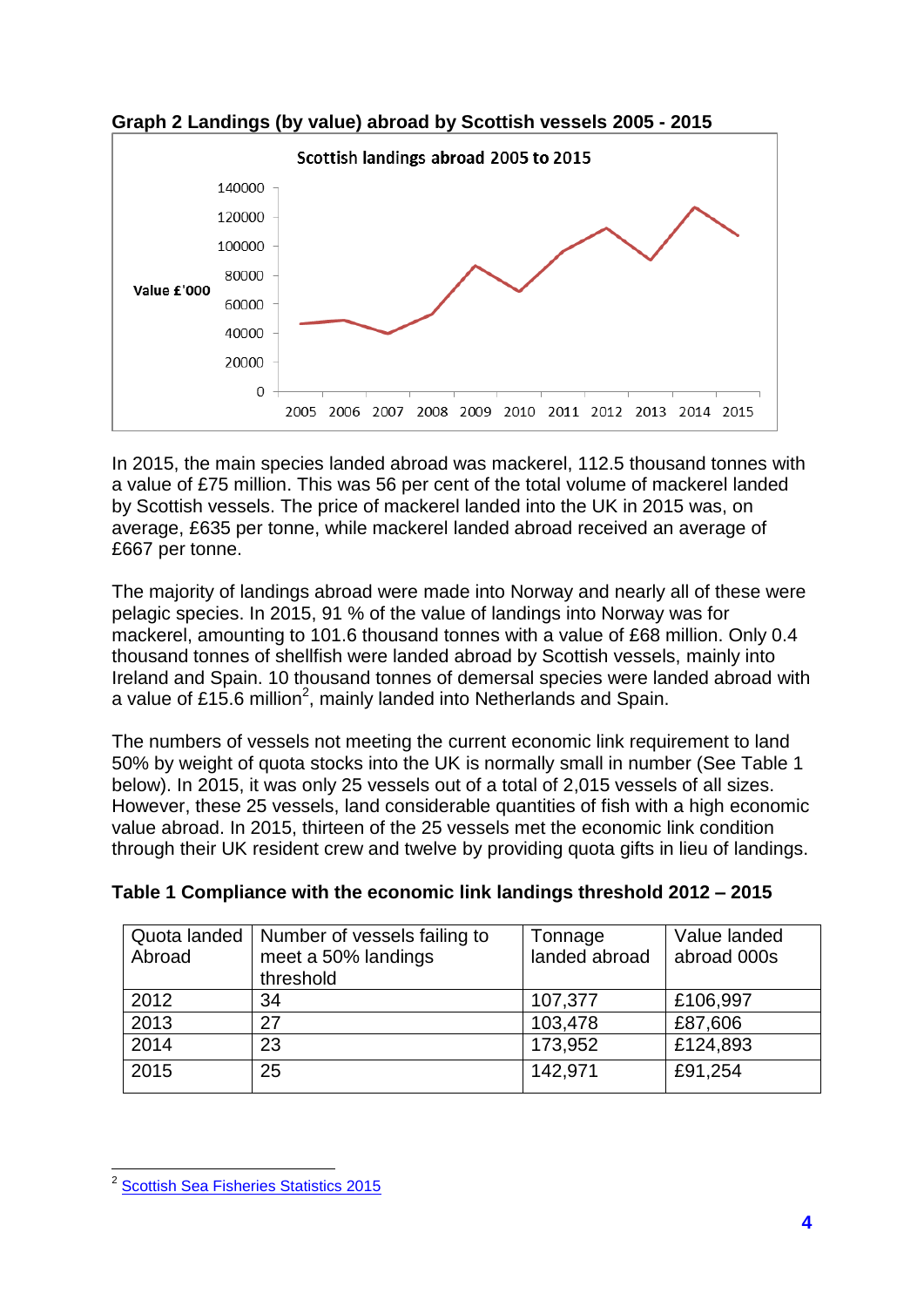**Graph 2 Landings (by value) abroad by Scottish vessels 2005 - 2015**

In 2015, the main species landed abroad was mackerel, 112.5 thousand tonnes with a value of £75 million. This was 56 per cent of the total volume of mackerel landed by Scottish vessels. The price of mackerel landed into the UK in 2015 was, on average, £635 per tonne, while mackerel landed abroad received an average of £667 per tonne.

The majority of landings abroad were made into Norway and nearly all of these were pelagic species. In 2015, 91 % of the value of landings into Norway was for mackerel, amounting to 101.6 thousand tonnes with a value of £68 million. Only 0.4 thousand tonnes of shellfish were landed abroad by Scottish vessels, mainly into Ireland and Spain. 10 thousand tonnes of demersal species were landed abroad with a value of £15.6 million[2], mainly landed into Netherlands and Spain.

The numbers of vessels not meeting the current economic link requirement to land 50% by weight of quota stocks into the UK is normally small in number (See Table 1 below). In 2015, it was only 25 vessels out of a total of 2,015 vessels of all sizes. However, these 25 vessels, land considerable quantities of fish with a high economic value abroad. In 2015, thirteen of the 25 vessels met the economic link condition through their UK resident crew and twelve by providing quota gifts in lieu of landings.

**Table 1 Compliance with the economic link landings threshold 2012 – 2015**

| Quota landed Abroad | Number of vessels failing to meet a 50% landings threshold | Tonnage landed abroad | Value landed abroad 000s |
|---|---|---|---|
| 2012 | 34 | 107,377 | £106,997 |
| 2013 | 27 | 103,478 | £87,606 |
| 2014 | 23 | 173,952 | £124,893 |
| 2015 | 25 | 142,971 | £91,254 |

[2] Scottish Sea Fisheries Statistics 2015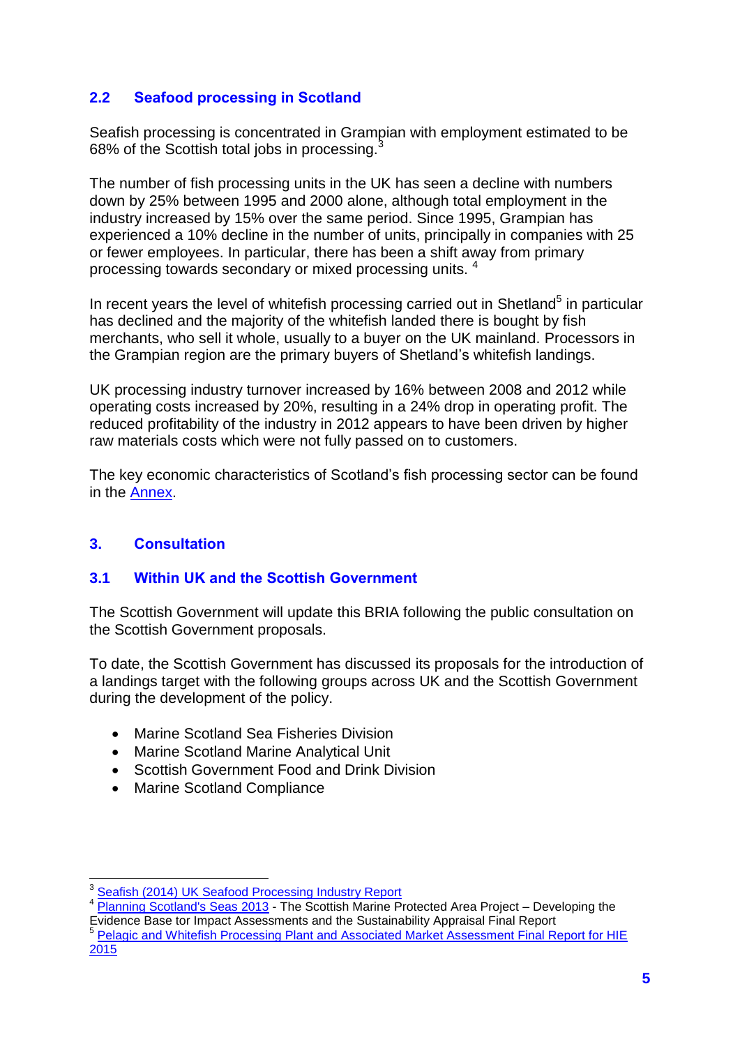## 2.2 Seafood processing in Scotland

Seafish processing is concentrated in Grampian with employment estimated to be 68% of the Scottish total jobs in processing.[3]

The number of fish processing units in the UK has seen a decline with numbers down by 25% between 1995 and 2000 alone, although total employment in the industry increased by 15% over the same period. Since 1995, Grampian has experienced a 10% decline in the number of units, principally in companies with 25 or fewer employees. In particular, there has been a shift away from primary processing towards secondary or mixed processing units. [4]

In recent years the level of whitefish processing carried out in Shetland[5] in particular has declined and the majority of the whitefish landed there is bought by fish merchants, who sell it whole, usually to a buyer on the UK mainland. Processors in the Grampian region are the primary buyers of Shetland's whitefish landings.

UK processing industry turnover increased by 16% between 2008 and 2012 while operating costs increased by 20%, resulting in a 24% drop in operating profit. The reduced profitability of the industry in 2012 appears to have been driven by higher raw materials costs which were not fully passed on to customers.

The key economic characteristics of Scotland's fish processing sector can be found in the Annex.

# 3. Consultation

## 3.1 Within UK and the Scottish Government

The Scottish Government will update this BRIA following the public consultation on the Scottish Government proposals.

To date, the Scottish Government has discussed its proposals for the introduction of a landings target with the following groups across UK and the Scottish Government during the development of the policy.

- Marine Scotland Sea Fisheries Division
- Marine Scotland Marine Analytical Unit
- Scottish Government Food and Drink Division
- Marine Scotland Compliance

---

[3] Seafish (2014) UK Seafood Processing Industry Report

[4] Planning Scotland's Seas 2013 - The Scottish Marine Protected Area Project – Developing the Evidence Base tor Impact Assessments and the Sustainability Appraisal Final Report

[5] Pelagic and Whitefish Processing Plant and Associated Market Assessment Final Report for HIE 2015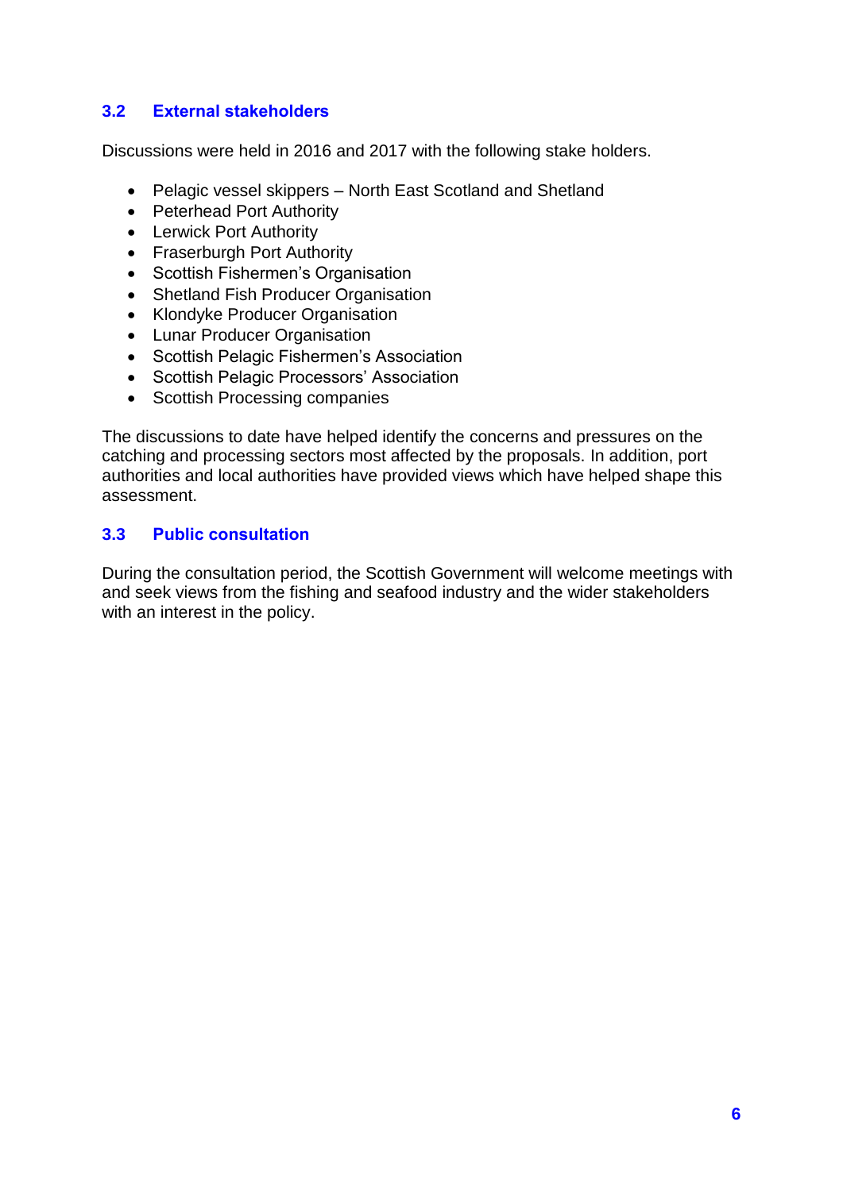### 3.2 External stakeholders

Discussions were held in 2016 and 2017 with the following stake holders.

- Pelagic vessel skippers – North East Scotland and Shetland
- Peterhead Port Authority
- Lerwick Port Authority
- Fraserburgh Port Authority
- Scottish Fishermen's Organisation
- Shetland Fish Producer Organisation
- Klondyke Producer Organisation
- Lunar Producer Organisation
- Scottish Pelagic Fishermen's Association
- Scottish Pelagic Processors' Association
- Scottish Processing companies

The discussions to date have helped identify the concerns and pressures on the catching and processing sectors most affected by the proposals. In addition, port authorities and local authorities have provided views which have helped shape this assessment.

### 3.3 Public consultation

During the consultation period, the Scottish Government will welcome meetings with and seek views from the fishing and seafood industry and the wider stakeholders with an interest in the policy.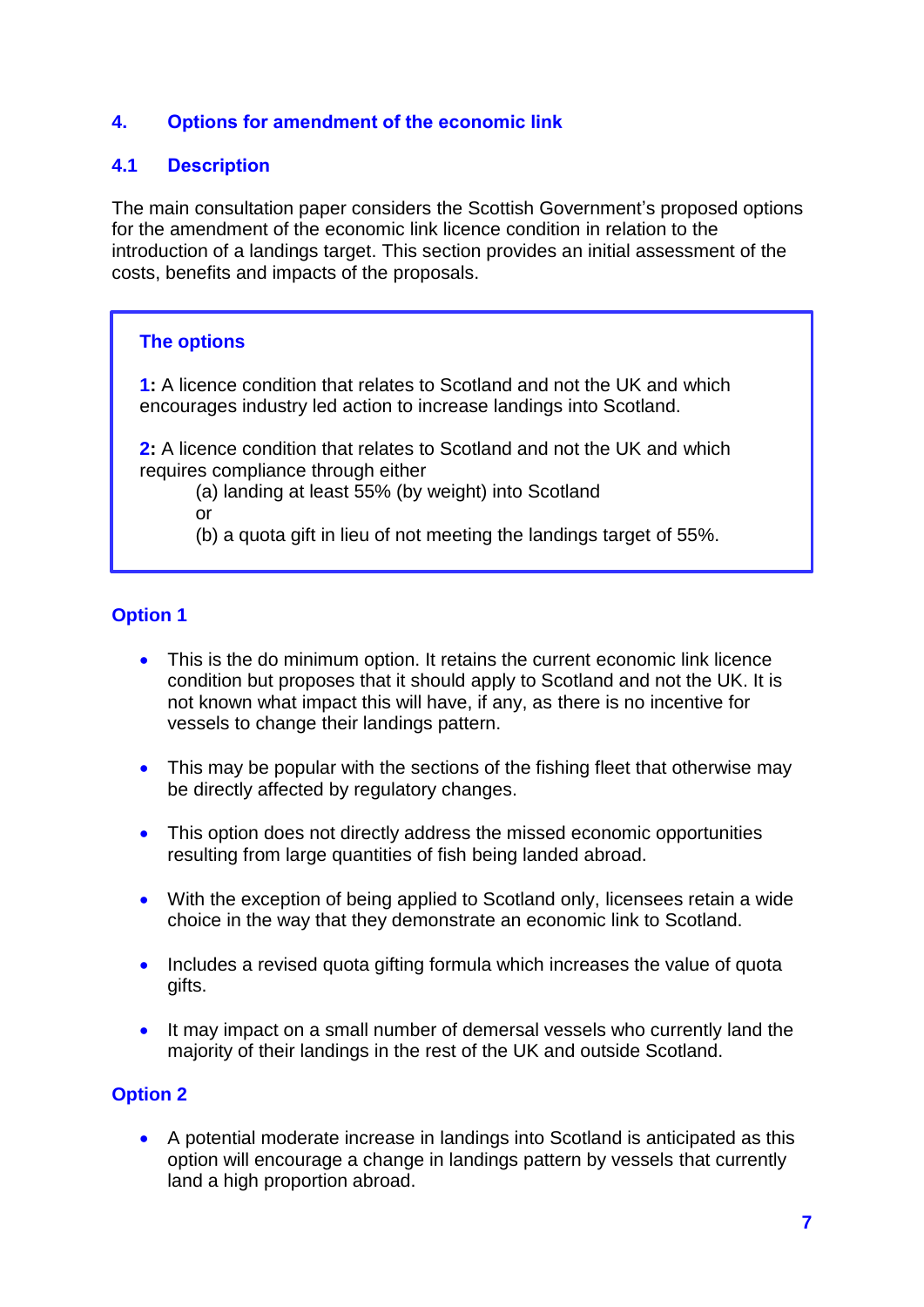## 4. Options for amendment of the economic link

### 4.1 Description

The main consultation paper considers the Scottish Government's proposed options for the amendment of the economic link licence condition in relation to the introduction of a landings target. This section provides an initial assessment of the costs, benefits and impacts of the proposals.

> **The options**
>
> **1:** A licence condition that relates to Scotland and not the UK and which encourages industry led action to increase landings into Scotland.
>
> **2:** A licence condition that relates to Scotland and not the UK and which requires compliance through either
>
> (a) landing at least 55% (by weight) into Scotland
>
> or
>
> (b) a quota gift in lieu of not meeting the landings target of 55%.

#### Option 1

- This is the do minimum option. It retains the current economic link licence condition but proposes that it should apply to Scotland and not the UK. It is not known what impact this will have, if any, as there is no incentive for vessels to change their landings pattern.
- This may be popular with the sections of the fishing fleet that otherwise may be directly affected by regulatory changes.
- This option does not directly address the missed economic opportunities resulting from large quantities of fish being landed abroad.
- With the exception of being applied to Scotland only, licensees retain a wide choice in the way that they demonstrate an economic link to Scotland.
- Includes a revised quota gifting formula which increases the value of quota gifts.
- It may impact on a small number of demersal vessels who currently land the majority of their landings in the rest of the UK and outside Scotland.

#### Option 2

- A potential moderate increase in landings into Scotland is anticipated as this option will encourage a change in landings pattern by vessels that currently land a high proportion abroad.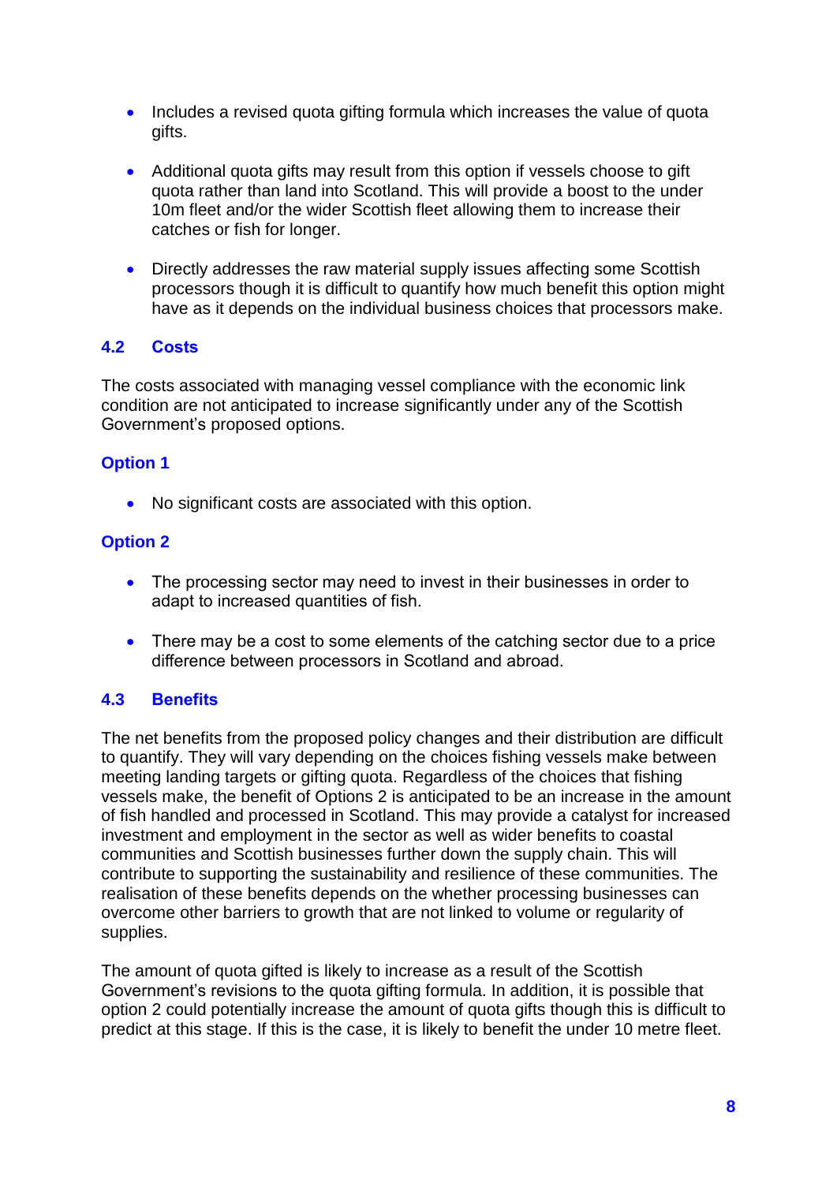- Includes a revised quota gifting formula which increases the value of quota gifts.

- Additional quota gifts may result from this option if vessels choose to gift quota rather than land into Scotland. This will provide a boost to the under 10m fleet and/or the wider Scottish fleet allowing them to increase their catches or fish for longer.

- Directly addresses the raw material supply issues affecting some Scottish processors though it is difficult to quantify how much benefit this option might have as it depends on the individual business choices that processors make.

### 4.2 Costs

The costs associated with managing vessel compliance with the economic link condition are not anticipated to increase significantly under any of the Scottish Government's proposed options.

#### Option 1

- No significant costs are associated with this option.

#### Option 2

- The processing sector may need to invest in their businesses in order to adapt to increased quantities of fish.

- There may be a cost to some elements of the catching sector due to a price difference between processors in Scotland and abroad.

### 4.3 Benefits

The net benefits from the proposed policy changes and their distribution are difficult to quantify. They will vary depending on the choices fishing vessels make between meeting landing targets or gifting quota. Regardless of the choices that fishing vessels make, the benefit of Options 2 is anticipated to be an increase in the amount of fish handled and processed in Scotland. This may provide a catalyst for increased investment and employment in the sector as well as wider benefits to coastal communities and Scottish businesses further down the supply chain. This will contribute to supporting the sustainability and resilience of these communities. The realisation of these benefits depends on the whether processing businesses can overcome other barriers to growth that are not linked to volume or regularity of supplies.

The amount of quota gifted is likely to increase as a result of the Scottish Government's revisions to the quota gifting formula. In addition, it is possible that option 2 could potentially increase the amount of quota gifts though this is difficult to predict at this stage. If this is the case, it is likely to benefit the under 10 metre fleet.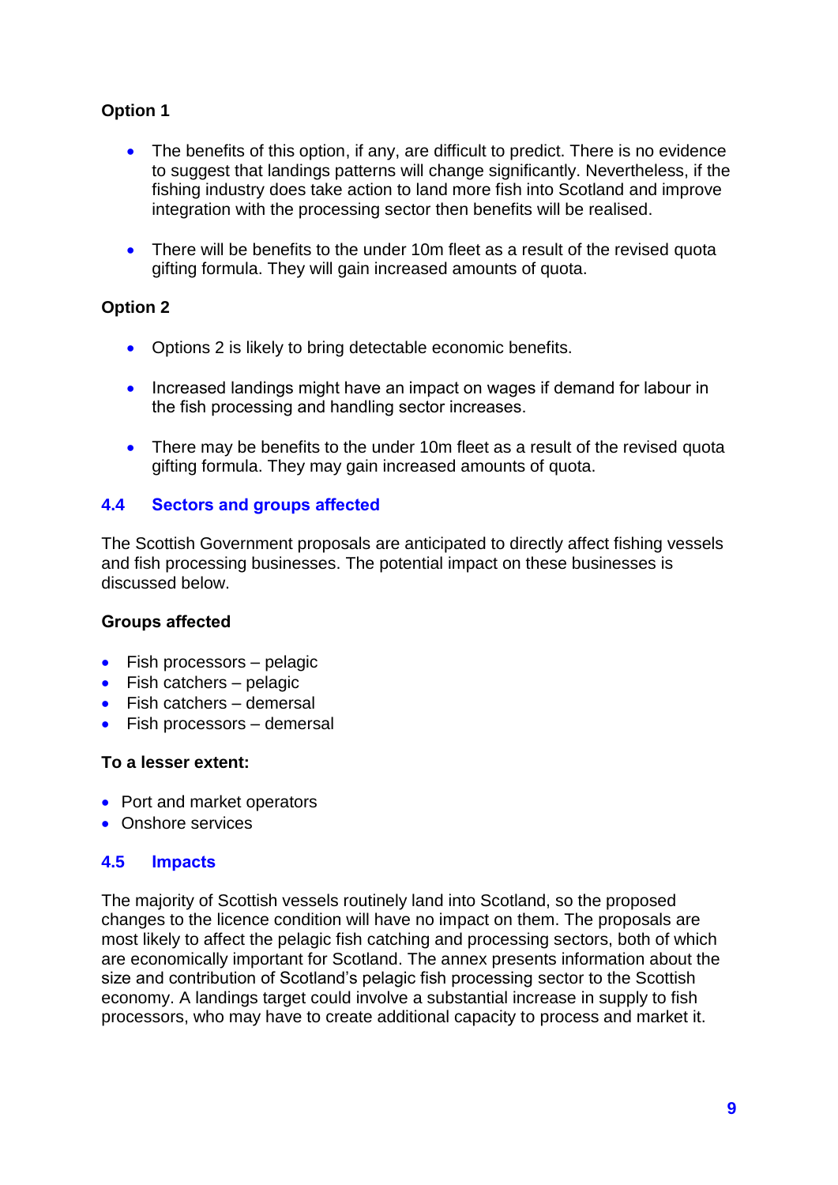**Option 1**

- The benefits of this option, if any, are difficult to predict. There is no evidence to suggest that landings patterns will change significantly. Nevertheless, if the fishing industry does take action to land more fish into Scotland and improve integration with the processing sector then benefits will be realised.

- There will be benefits to the under 10m fleet as a result of the revised quota gifting formula. They will gain increased amounts of quota.

**Option 2**

- Options 2 is likely to bring detectable economic benefits.

- Increased landings might have an impact on wages if demand for labour in the fish processing and handling sector increases.

- There may be benefits to the under 10m fleet as a result of the revised quota gifting formula. They may gain increased amounts of quota.

## 4.4 Sectors and groups affected

The Scottish Government proposals are anticipated to directly affect fishing vessels and fish processing businesses. The potential impact on these businesses is discussed below.

**Groups affected**

- Fish processors – pelagic
- Fish catchers – pelagic
- Fish catchers – demersal
- Fish processors – demersal

**To a lesser extent:**

- Port and market operators
- Onshore services

## 4.5 Impacts

The majority of Scottish vessels routinely land into Scotland, so the proposed changes to the licence condition will have no impact on them. The proposals are most likely to affect the pelagic fish catching and processing sectors, both of which are economically important for Scotland. The annex presents information about the size and contribution of Scotland's pelagic fish processing sector to the Scottish economy. A landings target could involve a substantial increase in supply to fish processors, who may have to create additional capacity to process and market it.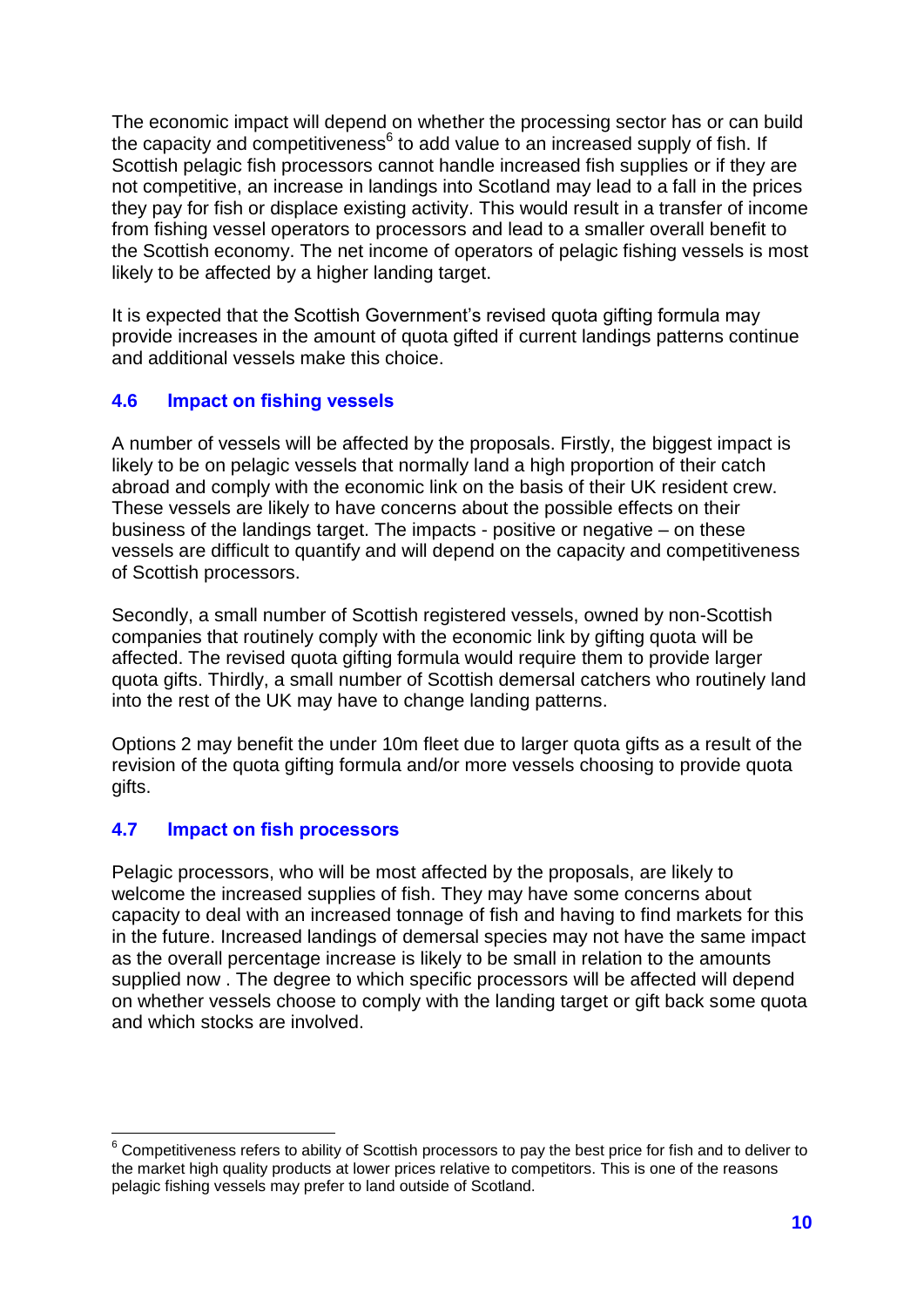The economic impact will depend on whether the processing sector has or can build the capacity and competitiveness[6] to add value to an increased supply of fish. If Scottish pelagic fish processors cannot handle increased fish supplies or if they are not competitive, an increase in landings into Scotland may lead to a fall in the prices they pay for fish or displace existing activity. This would result in a transfer of income from fishing vessel operators to processors and lead to a smaller overall benefit to the Scottish economy. The net income of operators of pelagic fishing vessels is most likely to be affected by a higher landing target.

It is expected that the Scottish Government's revised quota gifting formula may provide increases in the amount of quota gifted if current landings patterns continue and additional vessels make this choice.

### 4.6 Impact on fishing vessels

A number of vessels will be affected by the proposals. Firstly, the biggest impact is likely to be on pelagic vessels that normally land a high proportion of their catch abroad and comply with the economic link on the basis of their UK resident crew. These vessels are likely to have concerns about the possible effects on their business of the landings target. The impacts - positive or negative – on these vessels are difficult to quantify and will depend on the capacity and competitiveness of Scottish processors.

Secondly, a small number of Scottish registered vessels, owned by non-Scottish companies that routinely comply with the economic link by gifting quota will be affected. The revised quota gifting formula would require them to provide larger quota gifts. Thirdly, a small number of Scottish demersal catchers who routinely land into the rest of the UK may have to change landing patterns.

Options 2 may benefit the under 10m fleet due to larger quota gifts as a result of the revision of the quota gifting formula and/or more vessels choosing to provide quota gifts.

### 4.7 Impact on fish processors

Pelagic processors, who will be most affected by the proposals, are likely to welcome the increased supplies of fish. They may have some concerns about capacity to deal with an increased tonnage of fish and having to find markets for this in the future. Increased landings of demersal species may not have the same impact as the overall percentage increase is likely to be small in relation to the amounts supplied now . The degree to which specific processors will be affected will depend on whether vessels choose to comply with the landing target or gift back some quota and which stocks are involved.

---

[6] Competitiveness refers to ability of Scottish processors to pay the best price for fish and to deliver to the market high quality products at lower prices relative to competitors. This is one of the reasons pelagic fishing vessels may prefer to land outside of Scotland.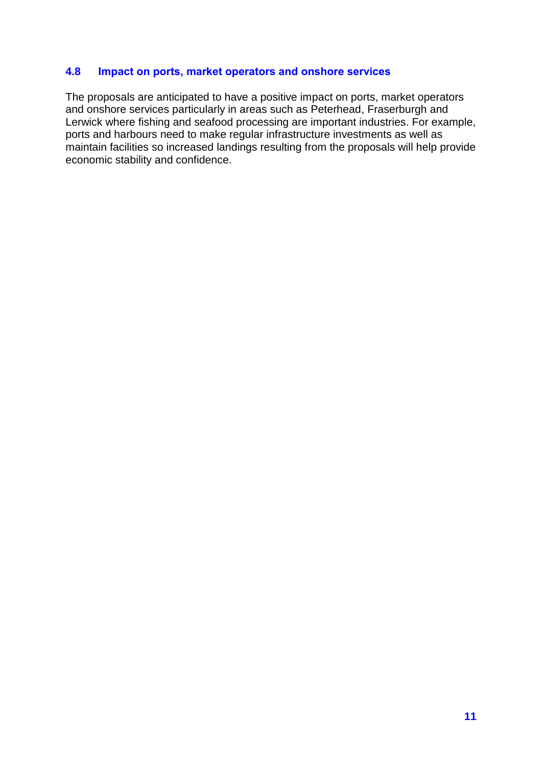### 4.8 Impact on ports, market operators and onshore services

The proposals are anticipated to have a positive impact on ports, market operators and onshore services particularly in areas such as Peterhead, Fraserburgh and Lerwick where fishing and seafood processing are important industries. For example, ports and harbours need to make regular infrastructure investments as well as maintain facilities so increased landings resulting from the proposals will help provide economic stability and confidence.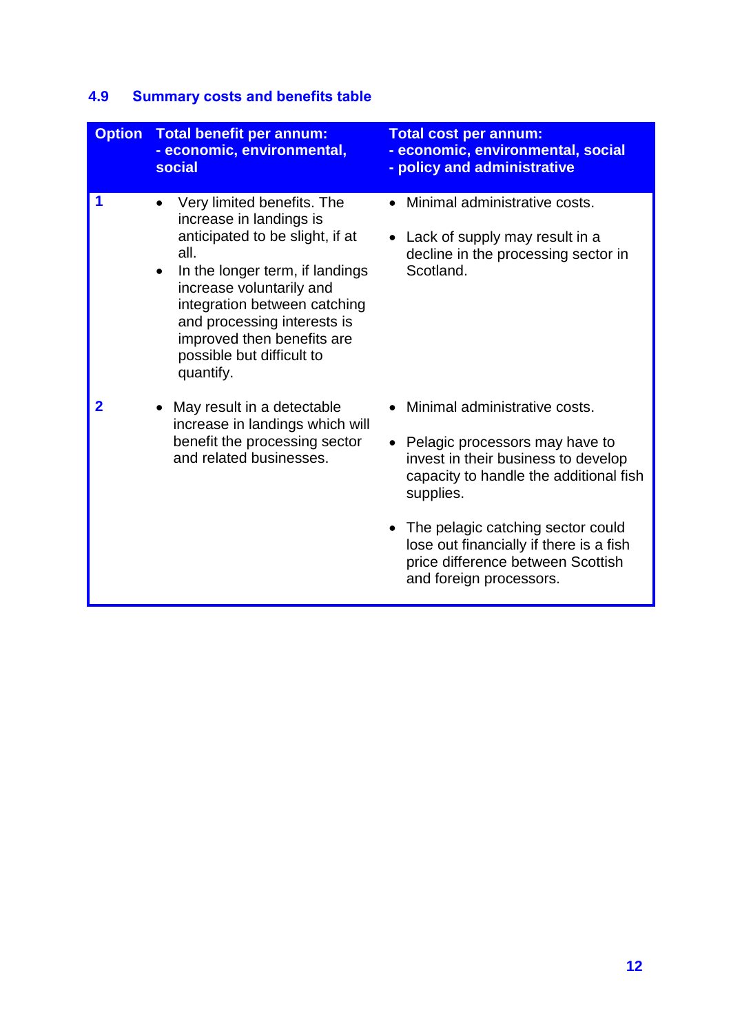## 4.9 Summary costs and benefits table

| Option | Total benefit per annum: - economic, environmental, social | Total cost per annum: - economic, environmental, social - policy and administrative |
|---|---|---|
| 1 | • Very limited benefits. The increase in landings is anticipated to be slight, if at all. • In the longer term, if landings increase voluntarily and integration between catching and processing interests is improved then benefits are possible but difficult to quantify. | • Minimal administrative costs. • Lack of supply may result in a decline in the processing sector in Scotland. |
| 2 | • May result in a detectable increase in landings which will benefit the processing sector and related businesses. | • Minimal administrative costs. • Pelagic processors may have to invest in their business to develop capacity to handle the additional fish supplies. • The pelagic catching sector could lose out financially if there is a fish price difference between Scottish and foreign processors. |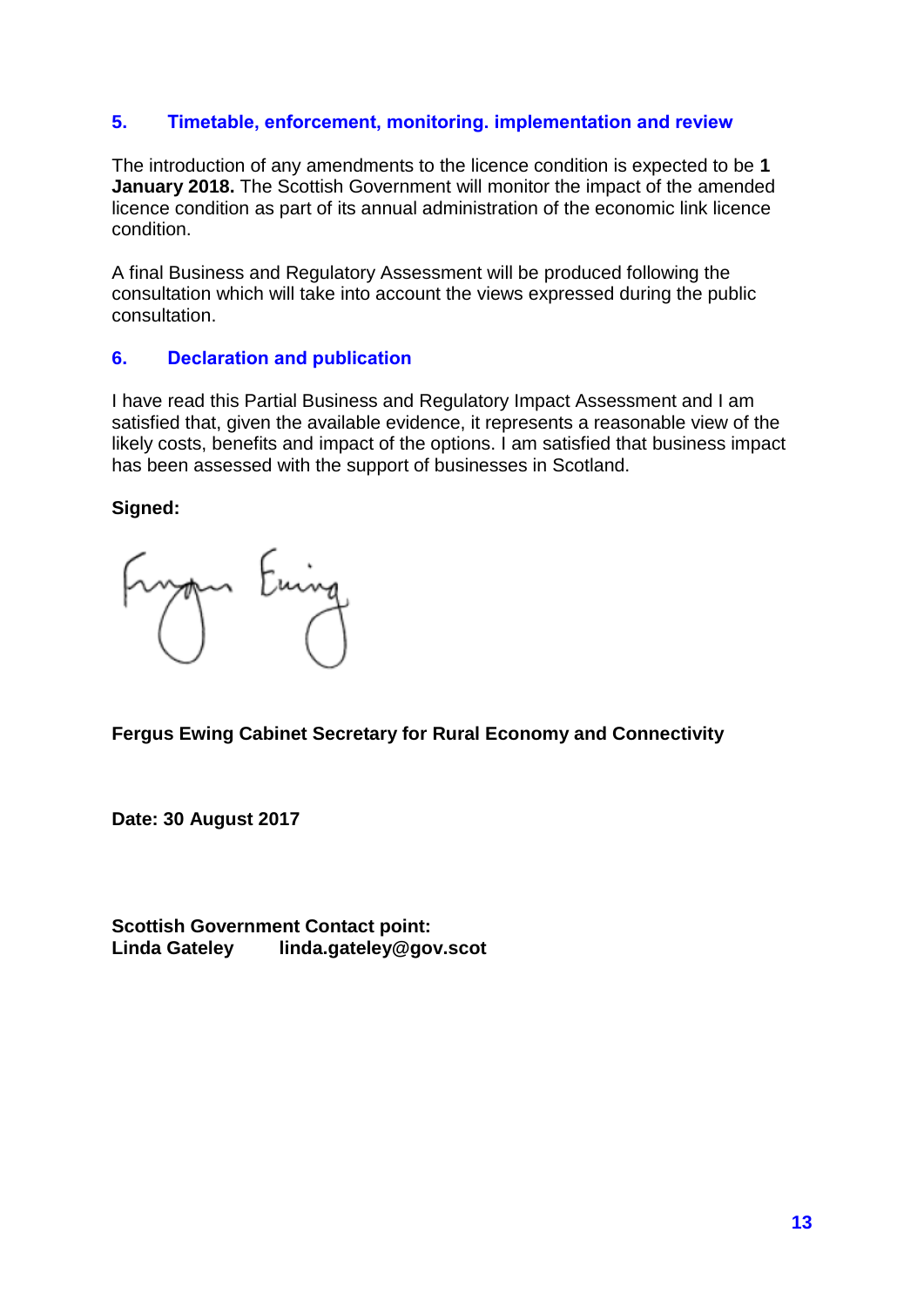## 5. Timetable, enforcement, monitoring. implementation and review

The introduction of any amendments to the licence condition is expected to be **1 January 2018.** The Scottish Government will monitor the impact of the amended licence condition as part of its annual administration of the economic link licence condition.

A final Business and Regulatory Assessment will be produced following the consultation which will take into account the views expressed during the public consultation.

## 6. Declaration and publication

I have read this Partial Business and Regulatory Impact Assessment and I am satisfied that, given the available evidence, it represents a reasonable view of the likely costs, benefits and impact of the options. I am satisfied that business impact has been assessed with the support of businesses in Scotland.

**Signed:**

**Fergus Ewing Cabinet Secretary for Rural Economy and Connectivity**

**Date: 30 August 2017**

**Scottish Government Contact point:**
**Linda Gateley linda.gateley@gov.scot**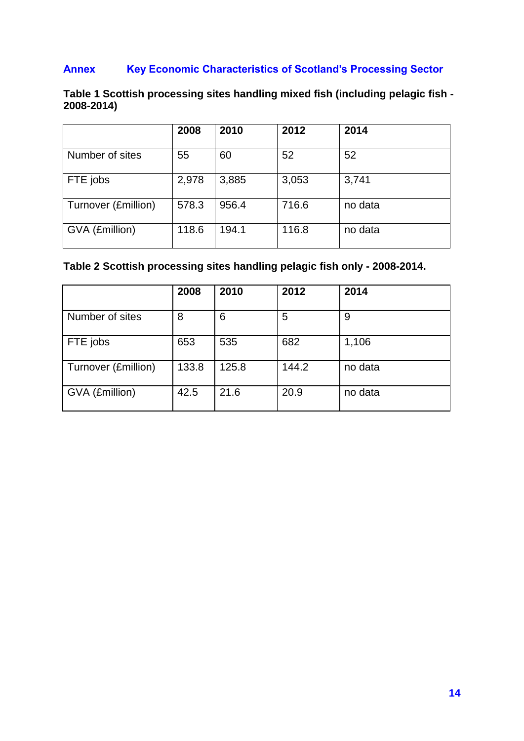## Annex Key Economic Characteristics of Scotland's Processing Sector

**Table 1 Scottish processing sites handling mixed fish (including pelagic fish - 2008-2014)**

| | 2008 | 2010 | 2012 | 2014 |
|---|---|---|---|---|
| Number of sites | 55 | 60 | 52 | 52 |
| FTE jobs | 2,978 | 3,885 | 3,053 | 3,741 |
| Turnover (£million) | 578.3 | 956.4 | 716.6 | no data |
| GVA (£million) | 118.6 | 194.1 | 116.8 | no data |

**Table 2 Scottish processing sites handling pelagic fish only - 2008-2014.**

| | 2008 | 2010 | 2012 | 2014 |
|---|---|---|---|---|
| Number of sites | 8 | 6 | 5 | 9 |
| FTE jobs | 653 | 535 | 682 | 1,106 |
| Turnover (£million) | 133.8 | 125.8 | 144.2 | no data |
| GVA (£million) | 42.5 | 21.6 | 20.9 | no data |